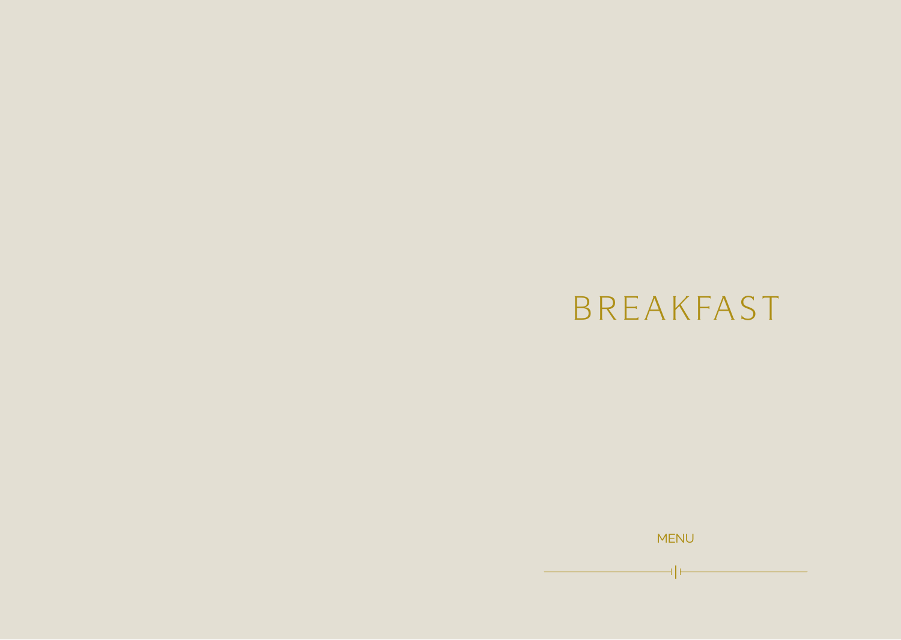# BREAKFAST

MENU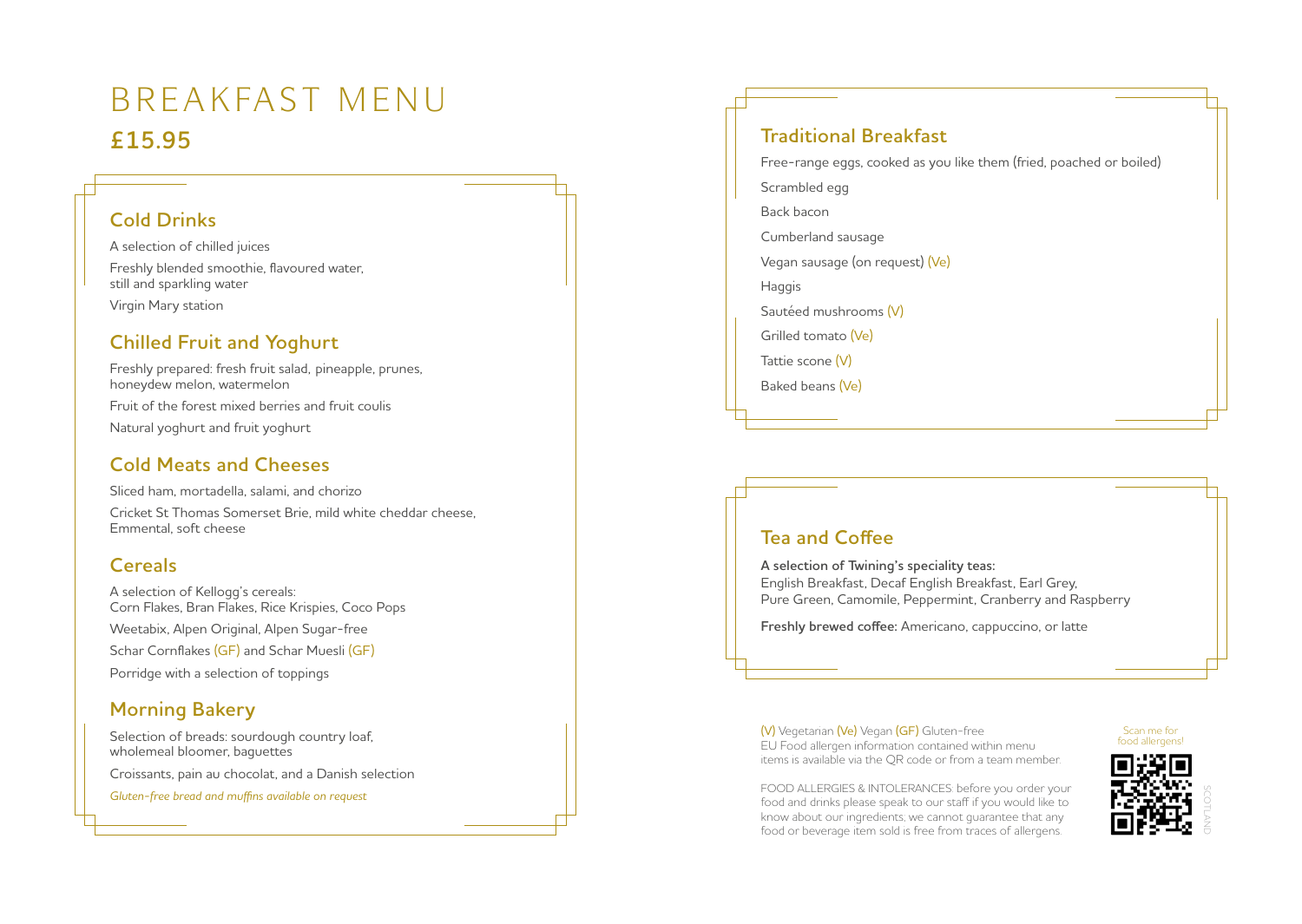# BREAKFAST MENU

## £15.95

### Cold Drinks

A selection of chilled juices

Freshly blended smoothie, flavoured water, still and sparkling water

Virgin Mary station

### Chilled Fruit and Yoghurt

Freshly prepared: fresh fruit salad, pineapple, prunes, honeydew melon, watermelon

Fruit of the forest mixed berries and fruit coulis

Natural yoghurt and fruit yoghurt

### Cold Meats and Cheeses

Sliced ham, mortadella, salami, and chorizo

Cricket St Thomas Somerset Brie, mild white cheddar cheese, Emmental, soft cheese

### Cereals

A selection of Kellogg's cereals: Corn Flakes, Bran Flakes, Rice Krispies, Coco Pops

Weetabix, Alpen Original, Alpen Sugar-free

Schar Cornflakes (GF) and Schar Muesli (GF)

Porridge with a selection of toppings

### Morning Bakery

Selection of breads: sourdough country loaf, wholemeal bloomer, baguettes

Croissants, pain au chocolat, and a Danish selection

*Gluten-free bread and muffins available on request*

### Traditional Breakfast

Free-range eggs, cooked as you like them (fried, poached or boiled)

Scrambled egg

Back bacon

Cumberland sausage

Vegan sausage (on request) (Ve)

Haggis

Sautéed mushrooms (V)

Grilled tomato (Ve)

Tattie scone (V)

Baked beans (Ve)

### Tea and Coffee

**A selection of Twining's speciality teas:**
English Breakfast, Decaf English Breakfast, Earl Grey, Pure Green, Camomile, Peppermint, Cranberry and Raspberry

**Freshly brewed coffee:** Americano, cappuccino, or latte

(V) Vegetarian (Ve) Vegan (GF) Gluten-free
EU Food allergen information contained within menu items is available via the QR code or from a team member.

FOOD ALLERGIES & INTOLERANCES: before you order your food and drinks please speak to our staff if you would like to know about our ingredients, we cannot guarantee that any food or beverage item sold is free from traces of allergens.

Scan me for food allergens!

SCOTLAND